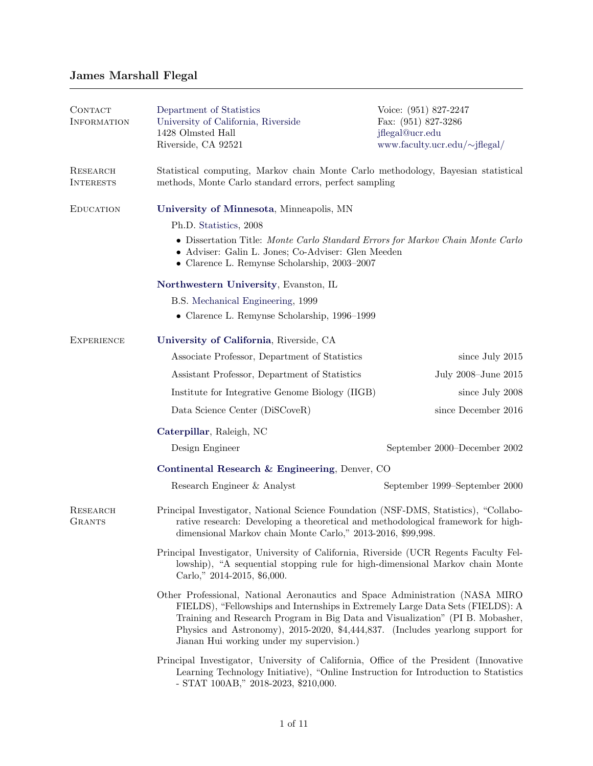# James Marshall Flegal

## Contact Information

Department of Statistics
University of California, Riverside
1428 Olmsted Hall
Riverside, CA 92521

Voice: (951) 827-2247
Fax: (951) 827-3286
jflegal@ucr.edu
www.faculty.ucr.edu/~jflegal/

## Research Interests

Statistical computing, Markov chain Monte Carlo methodology, Bayesian statistical methods, Monte Carlo standard errors, perfect sampling

## Education

**University of Minnesota**, Minneapolis, MN

Ph.D. Statistics, 2008

- Dissertation Title: *Monte Carlo Standard Errors for Markov Chain Monte Carlo*
- Adviser: Galin L. Jones; Co-Adviser: Glen Meeden
- Clarence L. Remynse Scholarship, 2003–2007

**Northwestern University**, Evanston, IL

B.S. Mechanical Engineering, 1999

- Clarence L. Remynse Scholarship, 1996–1999

## Experience

**University of California**, Riverside, CA

| | |
|---|---|
| Associate Professor, Department of Statistics | since July 2015 |
| Assistant Professor, Department of Statistics | July 2008–June 2015 |
| Institute for Integrative Genome Biology (IIGB) | since July 2008 |
| Data Science Center (DiSCoveR) | since December 2016 |

**Caterpillar**, Raleigh, NC

| | |
|---|---|
| Design Engineer | September 2000–December 2002 |

**Continental Research & Engineering**, Denver, CO

| | |
|---|---|
| Research Engineer & Analyst | September 1999–September 2000 |

## Research Grants

Principal Investigator, National Science Foundation (NSF-DMS, Statistics), "Collaborative research: Developing a theoretical and methodological framework for high-dimensional Markov chain Monte Carlo," 2013-2016, $99,998.

Principal Investigator, University of California, Riverside (UCR Regents Faculty Fellowship), "A sequential stopping rule for high-dimensional Markov chain Monte Carlo," 2014-2015, $6,000.

Other Professional, National Aeronautics and Space Administration (NASA MIRO FIELDS), "Fellowships and Internships in Extremely Large Data Sets (FIELDS): A Training and Research Program in Big Data and Visualization" (PI B. Mobasher, Physics and Astronomy), 2015-2020, $4,444,837. (Includes yearlong support for Jianan Hui working under my supervision.)

Principal Investigator, University of California, Office of the President (Innovative Learning Technology Initiative), "Online Instruction for Introduction to Statistics - STAT 100AB," 2018-2023, $210,000.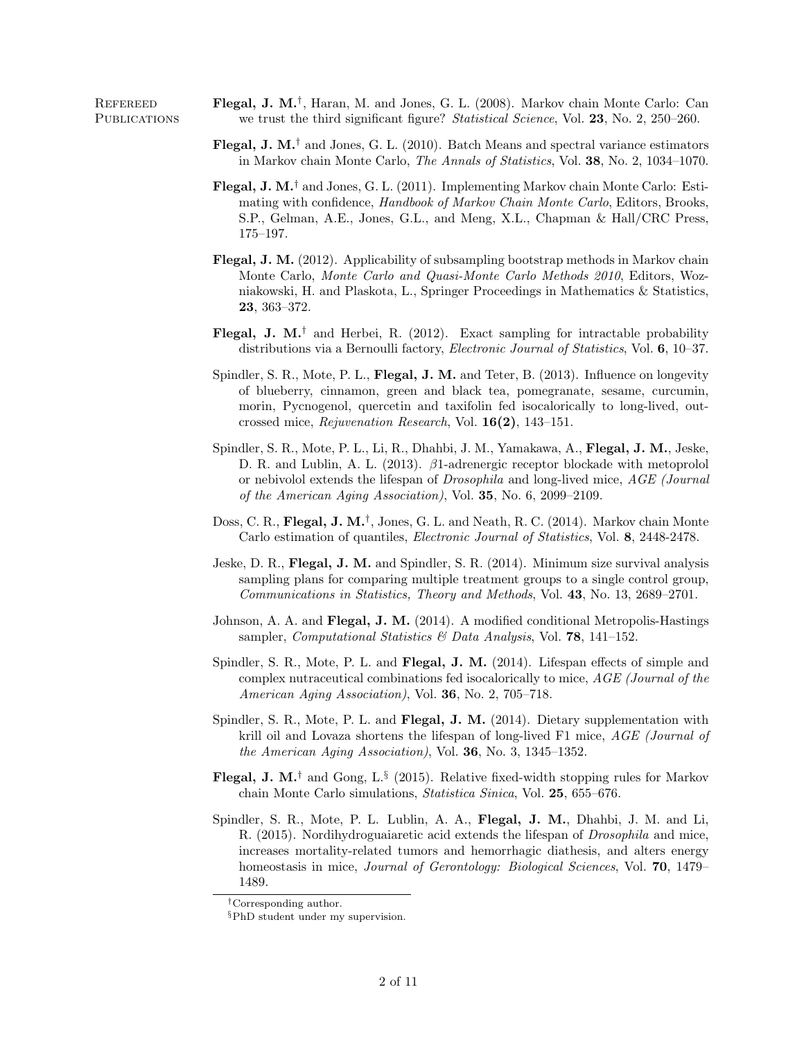## Refereed Publications

**Flegal, J. M.**[†], Haran, M. and Jones, G. L. (2008). Markov chain Monte Carlo: Can we trust the third significant figure? *Statistical Science*, Vol. **23**, No. 2, 250–260.

**Flegal, J. M.**[†] and Jones, G. L. (2010). Batch Means and spectral variance estimators in Markov chain Monte Carlo, *The Annals of Statistics*, Vol. **38**, No. 2, 1034–1070.

**Flegal, J. M.**[†] and Jones, G. L. (2011). Implementing Markov chain Monte Carlo: Estimating with confidence, *Handbook of Markov Chain Monte Carlo*, Editors, Brooks, S.P., Gelman, A.E., Jones, G.L., and Meng, X.L., Chapman & Hall/CRC Press, 175–197.

**Flegal, J. M.** (2012). Applicability of subsampling bootstrap methods in Markov chain Monte Carlo, *Monte Carlo and Quasi-Monte Carlo Methods 2010*, Editors, Wozniakowski, H. and Plaskota, L., Springer Proceedings in Mathematics & Statistics, **23**, 363–372.

**Flegal, J. M.**[†] and Herbei, R. (2012). Exact sampling for intractable probability distributions via a Bernoulli factory, *Electronic Journal of Statistics*, Vol. **6**, 10–37.

Spindler, S. R., Mote, P. L., **Flegal, J. M.** and Teter, B. (2013). Influence on longevity of blueberry, cinnamon, green and black tea, pomegranate, sesame, curcumin, morin, Pycnogenol, quercetin and taxifolin fed isocalorically to long-lived, outcrossed mice, *Rejuvenation Research*, Vol. **16(2)**, 143–151.

Spindler, S. R., Mote, P. L., Li, R., Dhahbi, J. M., Yamakawa, A., **Flegal, J. M.**, Jeske, D. R. and Lublin, A. L. (2013). $\beta$1-adrenergic receptor blockade with metoprolol or nebivolol extends the lifespan of *Drosophila* and long-lived mice, *AGE (Journal of the American Aging Association)*, Vol. **35**, No. 6, 2099–2109.

Doss, C. R., **Flegal, J. M.**[†], Jones, G. L. and Neath, R. C. (2014). Markov chain Monte Carlo estimation of quantiles, *Electronic Journal of Statistics*, Vol. **8**, 2448-2478.

Jeske, D. R., **Flegal, J. M.** and Spindler, S. R. (2014). Minimum size survival analysis sampling plans for comparing multiple treatment groups to a single control group, *Communications in Statistics, Theory and Methods*, Vol. **43**, No. 13, 2689–2701.

Johnson, A. A. and **Flegal, J. M.** (2014). A modified conditional Metropolis-Hastings sampler, *Computational Statistics & Data Analysis*, Vol. **78**, 141–152.

Spindler, S. R., Mote, P. L. and **Flegal, J. M.** (2014). Lifespan effects of simple and complex nutraceutical combinations fed isocalorically to mice, *AGE (Journal of the American Aging Association)*, Vol. **36**, No. 2, 705–718.

Spindler, S. R., Mote, P. L. and **Flegal, J. M.** (2014). Dietary supplementation with krill oil and Lovaza shortens the lifespan of long-lived F1 mice, *AGE (Journal of the American Aging Association)*, Vol. **36**, No. 3, 1345–1352.

**Flegal, J. M.**[†] and Gong, L.[§] (2015). Relative fixed-width stopping rules for Markov chain Monte Carlo simulations, *Statistica Sinica*, Vol. **25**, 655–676.

Spindler, S. R., Mote, P. L. Lublin, A. A., **Flegal, J. M.**, Dhahbi, J. M. and Li, R. (2015). Nordihydroguaiaretic acid extends the lifespan of *Drosophila* and mice, increases mortality-related tumors and hemorrhagic diathesis, and alters energy homeostasis in mice, *Journal of Gerontology: Biological Sciences*, Vol. **70**, 1479–1489.

---

[†] Corresponding author.

[§] PhD student under my supervision.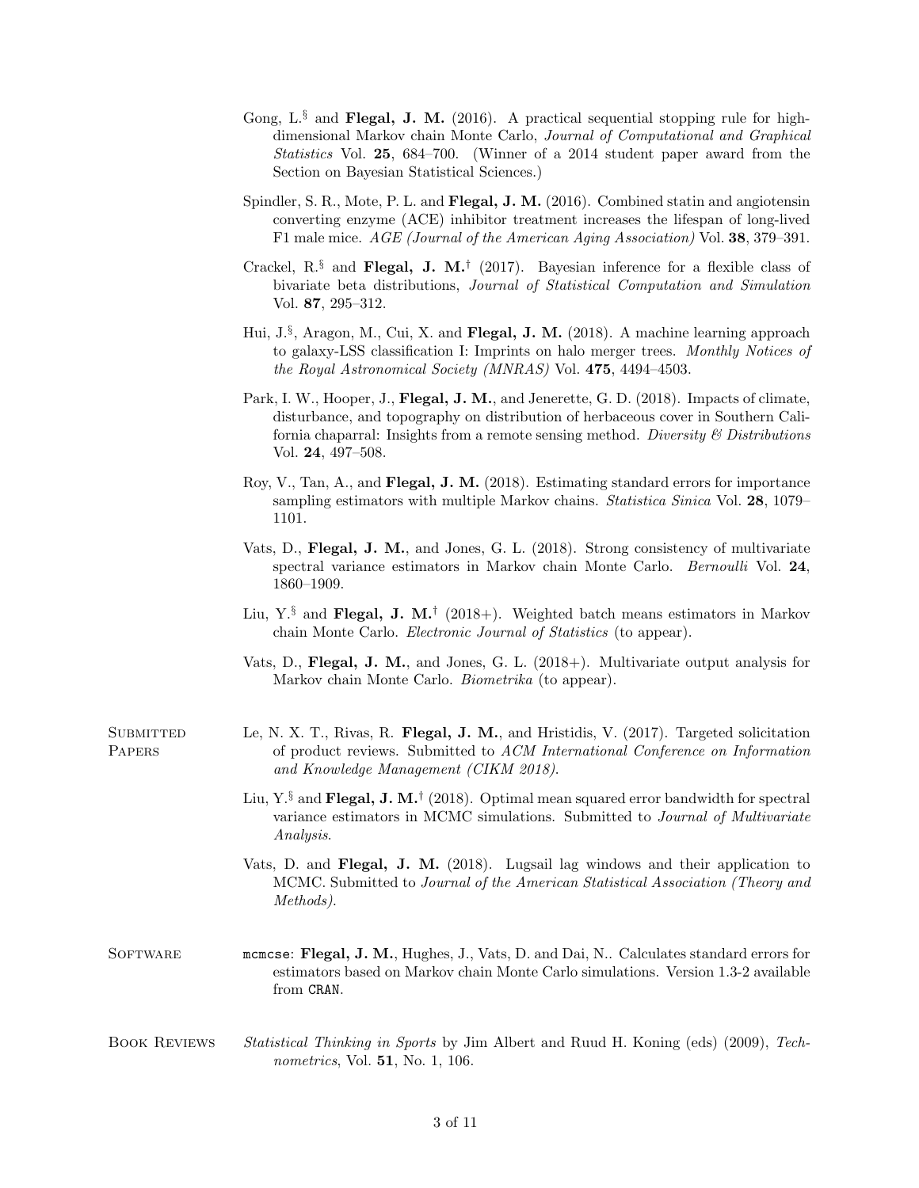Gong, L.[§] and **Flegal, J. M.** (2016). A practical sequential stopping rule for high-dimensional Markov chain Monte Carlo, *Journal of Computational and Graphical Statistics* Vol. **25**, 684–700. (Winner of a 2014 student paper award from the Section on Bayesian Statistical Sciences.)

Spindler, S. R., Mote, P. L. and **Flegal, J. M.** (2016). Combined statin and angiotensin converting enzyme (ACE) inhibitor treatment increases the lifespan of long-lived F1 male mice. *AGE (Journal of the American Aging Association)* Vol. **38**, 379–391.

Crackel, R.[§] and **Flegal, J. M.**[†] (2017). Bayesian inference for a flexible class of bivariate beta distributions, *Journal of Statistical Computation and Simulation* Vol. **87**, 295–312.

Hui, J.[§], Aragon, M., Cui, X. and **Flegal, J. M.** (2018). A machine learning approach to galaxy-LSS classification I: Imprints on halo merger trees. *Monthly Notices of the Royal Astronomical Society (MNRAS)* Vol. **475**, 4494–4503.

Park, I. W., Hooper, J., **Flegal, J. M.**, and Jenerette, G. D. (2018). Impacts of climate, disturbance, and topography on distribution of herbaceous cover in Southern California chaparral: Insights from a remote sensing method. *Diversity & Distributions* Vol. **24**, 497–508.

Roy, V., Tan, A., and **Flegal, J. M.** (2018). Estimating standard errors for importance sampling estimators with multiple Markov chains. *Statistica Sinica* Vol. **28**, 1079–1101.

Vats, D., **Flegal, J. M.**, and Jones, G. L. (2018). Strong consistency of multivariate spectral variance estimators in Markov chain Monte Carlo. *Bernoulli* Vol. **24**, 1860–1909.

Liu, Y.[§] and **Flegal, J. M.**[†] (2018+). Weighted batch means estimators in Markov chain Monte Carlo. *Electronic Journal of Statistics* (to appear).

Vats, D., **Flegal, J. M.**, and Jones, G. L. (2018+). Multivariate output analysis for Markov chain Monte Carlo. *Biometrika* (to appear).

## Submitted Papers

Le, N. X. T., Rivas, R. **Flegal, J. M.**, and Hristidis, V. (2017). Targeted solicitation of product reviews. Submitted to *ACM International Conference on Information and Knowledge Management (CIKM 2018)*.

Liu, Y.[§] and **Flegal, J. M.**[†] (2018). Optimal mean squared error bandwidth for spectral variance estimators in MCMC simulations. Submitted to *Journal of Multivariate Analysis*.

Vats, D. and **Flegal, J. M.** (2018). Lugsail lag windows and their application to MCMC. Submitted to *Journal of the American Statistical Association (Theory and Methods)*.

## Software

`mcmcse`: **Flegal, J. M.**, Hughes, J., Vats, D. and Dai, N.. Calculates standard errors for estimators based on Markov chain Monte Carlo simulations. Version 1.3-2 available from `CRAN`.

## Book Reviews

*Statistical Thinking in Sports* by Jim Albert and Ruud H. Koning (eds) (2009), *Technometrics*, Vol. **51**, No. 1, 106.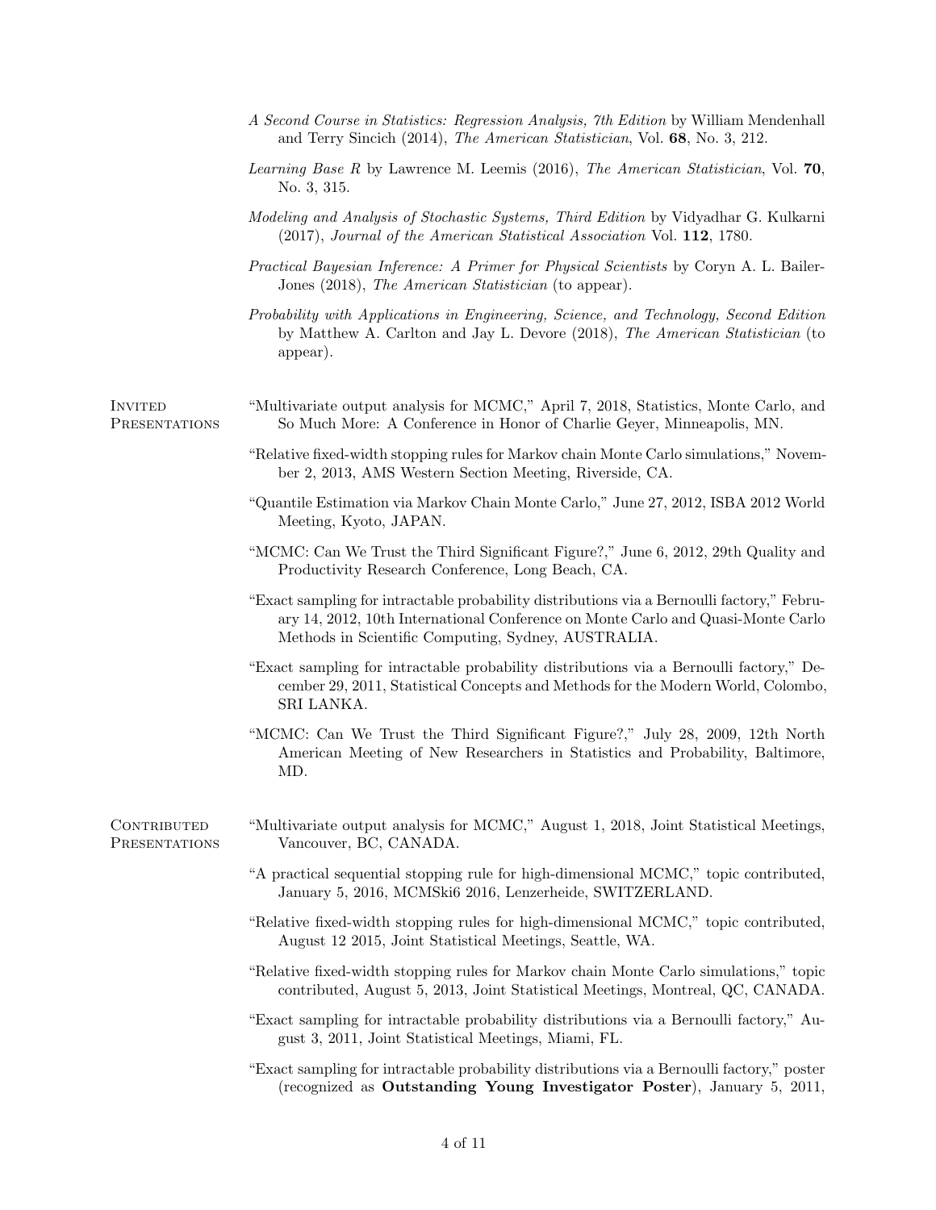*A Second Course in Statistics: Regression Analysis, 7th Edition* by William Mendenhall and Terry Sincich (2014), *The American Statistician*, Vol. **68**, No. 3, 212.

*Learning Base R* by Lawrence M. Leemis (2016), *The American Statistician*, Vol. **70**, No. 3, 315.

*Modeling and Analysis of Stochastic Systems, Third Edition* by Vidyadhar G. Kulkarni (2017), *Journal of the American Statistical Association* Vol. **112**, 1780.

*Practical Bayesian Inference: A Primer for Physical Scientists* by Coryn A. L. Bailer-Jones (2018), *The American Statistician* (to appear).

*Probability with Applications in Engineering, Science, and Technology, Second Edition* by Matthew A. Carlton and Jay L. Devore (2018), *The American Statistician* (to appear).

## Invited Presentations

"Multivariate output analysis for MCMC," April 7, 2018, Statistics, Monte Carlo, and So Much More: A Conference in Honor of Charlie Geyer, Minneapolis, MN.

"Relative fixed-width stopping rules for Markov chain Monte Carlo simulations," November 2, 2013, AMS Western Section Meeting, Riverside, CA.

"Quantile Estimation via Markov Chain Monte Carlo," June 27, 2012, ISBA 2012 World Meeting, Kyoto, JAPAN.

"MCMC: Can We Trust the Third Significant Figure?," June 6, 2012, 29th Quality and Productivity Research Conference, Long Beach, CA.

"Exact sampling for intractable probability distributions via a Bernoulli factory," February 14, 2012, 10th International Conference on Monte Carlo and Quasi-Monte Carlo Methods in Scientific Computing, Sydney, AUSTRALIA.

"Exact sampling for intractable probability distributions via a Bernoulli factory," December 29, 2011, Statistical Concepts and Methods for the Modern World, Colombo, SRI LANKA.

"MCMC: Can We Trust the Third Significant Figure?," July 28, 2009, 12th North American Meeting of New Researchers in Statistics and Probability, Baltimore, MD.

## Contributed Presentations

"Multivariate output analysis for MCMC," August 1, 2018, Joint Statistical Meetings, Vancouver, BC, CANADA.

"A practical sequential stopping rule for high-dimensional MCMC," topic contributed, January 5, 2016, MCMSki6 2016, Lenzerheide, SWITZERLAND.

"Relative fixed-width stopping rules for high-dimensional MCMC," topic contributed, August 12 2015, Joint Statistical Meetings, Seattle, WA.

"Relative fixed-width stopping rules for Markov chain Monte Carlo simulations," topic contributed, August 5, 2013, Joint Statistical Meetings, Montreal, QC, CANADA.

"Exact sampling for intractable probability distributions via a Bernoulli factory," August 3, 2011, Joint Statistical Meetings, Miami, FL.

"Exact sampling for intractable probability distributions via a Bernoulli factory," poster (recognized as **Outstanding Young Investigator Poster**), January 5, 2011,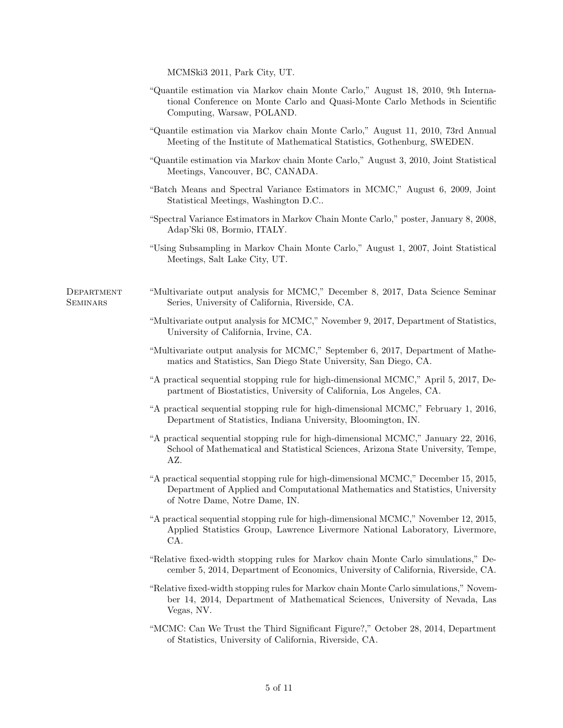MCMSki3 2011, Park City, UT.

“Quantile estimation via Markov chain Monte Carlo,” August 18, 2010, 9th International Conference on Monte Carlo and Quasi-Monte Carlo Methods in Scientific Computing, Warsaw, POLAND.

“Quantile estimation via Markov chain Monte Carlo,” August 11, 2010, 73rd Annual Meeting of the Institute of Mathematical Statistics, Gothenburg, SWEDEN.

“Quantile estimation via Markov chain Monte Carlo,” August 3, 2010, Joint Statistical Meetings, Vancouver, BC, CANADA.

“Batch Means and Spectral Variance Estimators in MCMC,” August 6, 2009, Joint Statistical Meetings, Washington D.C..

“Spectral Variance Estimators in Markov Chain Monte Carlo,” poster, January 8, 2008, Adap’Ski 08, Bormio, ITALY.

“Using Subsampling in Markov Chain Monte Carlo,” August 1, 2007, Joint Statistical Meetings, Salt Lake City, UT.

## Department Seminars

“Multivariate output analysis for MCMC,” December 8, 2017, Data Science Seminar Series, University of California, Riverside, CA.

“Multivariate output analysis for MCMC,” November 9, 2017, Department of Statistics, University of California, Irvine, CA.

“Multivariate output analysis for MCMC,” September 6, 2017, Department of Mathematics and Statistics, San Diego State University, San Diego, CA.

“A practical sequential stopping rule for high-dimensional MCMC,” April 5, 2017, Department of Biostatistics, University of California, Los Angeles, CA.

“A practical sequential stopping rule for high-dimensional MCMC,” February 1, 2016, Department of Statistics, Indiana University, Bloomington, IN.

“A practical sequential stopping rule for high-dimensional MCMC,” January 22, 2016, School of Mathematical and Statistical Sciences, Arizona State University, Tempe, AZ.

“A practical sequential stopping rule for high-dimensional MCMC,” December 15, 2015, Department of Applied and Computational Mathematics and Statistics, University of Notre Dame, Notre Dame, IN.

“A practical sequential stopping rule for high-dimensional MCMC,” November 12, 2015, Applied Statistics Group, Lawrence Livermore National Laboratory, Livermore, CA.

“Relative fixed-width stopping rules for Markov chain Monte Carlo simulations,” December 5, 2014, Department of Economics, University of California, Riverside, CA.

“Relative fixed-width stopping rules for Markov chain Monte Carlo simulations,” November 14, 2014, Department of Mathematical Sciences, University of Nevada, Las Vegas, NV.

“MCMC: Can We Trust the Third Significant Figure?,” October 28, 2014, Department of Statistics, University of California, Riverside, CA.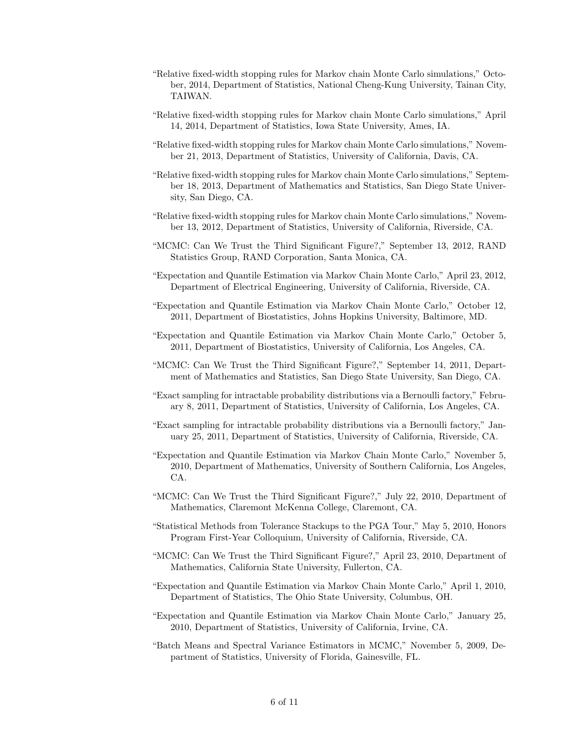"Relative fixed-width stopping rules for Markov chain Monte Carlo simulations," October, 2014, Department of Statistics, National Cheng-Kung University, Tainan City, TAIWAN.

"Relative fixed-width stopping rules for Markov chain Monte Carlo simulations," April 14, 2014, Department of Statistics, Iowa State University, Ames, IA.

"Relative fixed-width stopping rules for Markov chain Monte Carlo simulations," November 21, 2013, Department of Statistics, University of California, Davis, CA.

"Relative fixed-width stopping rules for Markov chain Monte Carlo simulations," September 18, 2013, Department of Mathematics and Statistics, San Diego State University, San Diego, CA.

"Relative fixed-width stopping rules for Markov chain Monte Carlo simulations," November 13, 2012, Department of Statistics, University of California, Riverside, CA.

"MCMC: Can We Trust the Third Significant Figure?," September 13, 2012, RAND Statistics Group, RAND Corporation, Santa Monica, CA.

"Expectation and Quantile Estimation via Markov Chain Monte Carlo," April 23, 2012, Department of Electrical Engineering, University of California, Riverside, CA.

"Expectation and Quantile Estimation via Markov Chain Monte Carlo," October 12, 2011, Department of Biostatistics, Johns Hopkins University, Baltimore, MD.

"Expectation and Quantile Estimation via Markov Chain Monte Carlo," October 5, 2011, Department of Biostatistics, University of California, Los Angeles, CA.

"MCMC: Can We Trust the Third Significant Figure?," September 14, 2011, Department of Mathematics and Statistics, San Diego State University, San Diego, CA.

"Exact sampling for intractable probability distributions via a Bernoulli factory," February 8, 2011, Department of Statistics, University of California, Los Angeles, CA.

"Exact sampling for intractable probability distributions via a Bernoulli factory," January 25, 2011, Department of Statistics, University of California, Riverside, CA.

"Expectation and Quantile Estimation via Markov Chain Monte Carlo," November 5, 2010, Department of Mathematics, University of Southern California, Los Angeles, CA.

"MCMC: Can We Trust the Third Significant Figure?," July 22, 2010, Department of Mathematics, Claremont McKenna College, Claremont, CA.

"Statistical Methods from Tolerance Stackups to the PGA Tour," May 5, 2010, Honors Program First-Year Colloquium, University of California, Riverside, CA.

"MCMC: Can We Trust the Third Significant Figure?," April 23, 2010, Department of Mathematics, California State University, Fullerton, CA.

"Expectation and Quantile Estimation via Markov Chain Monte Carlo," April 1, 2010, Department of Statistics, The Ohio State University, Columbus, OH.

"Expectation and Quantile Estimation via Markov Chain Monte Carlo," January 25, 2010, Department of Statistics, University of California, Irvine, CA.

"Batch Means and Spectral Variance Estimators in MCMC," November 5, 2009, Department of Statistics, University of Florida, Gainesville, FL.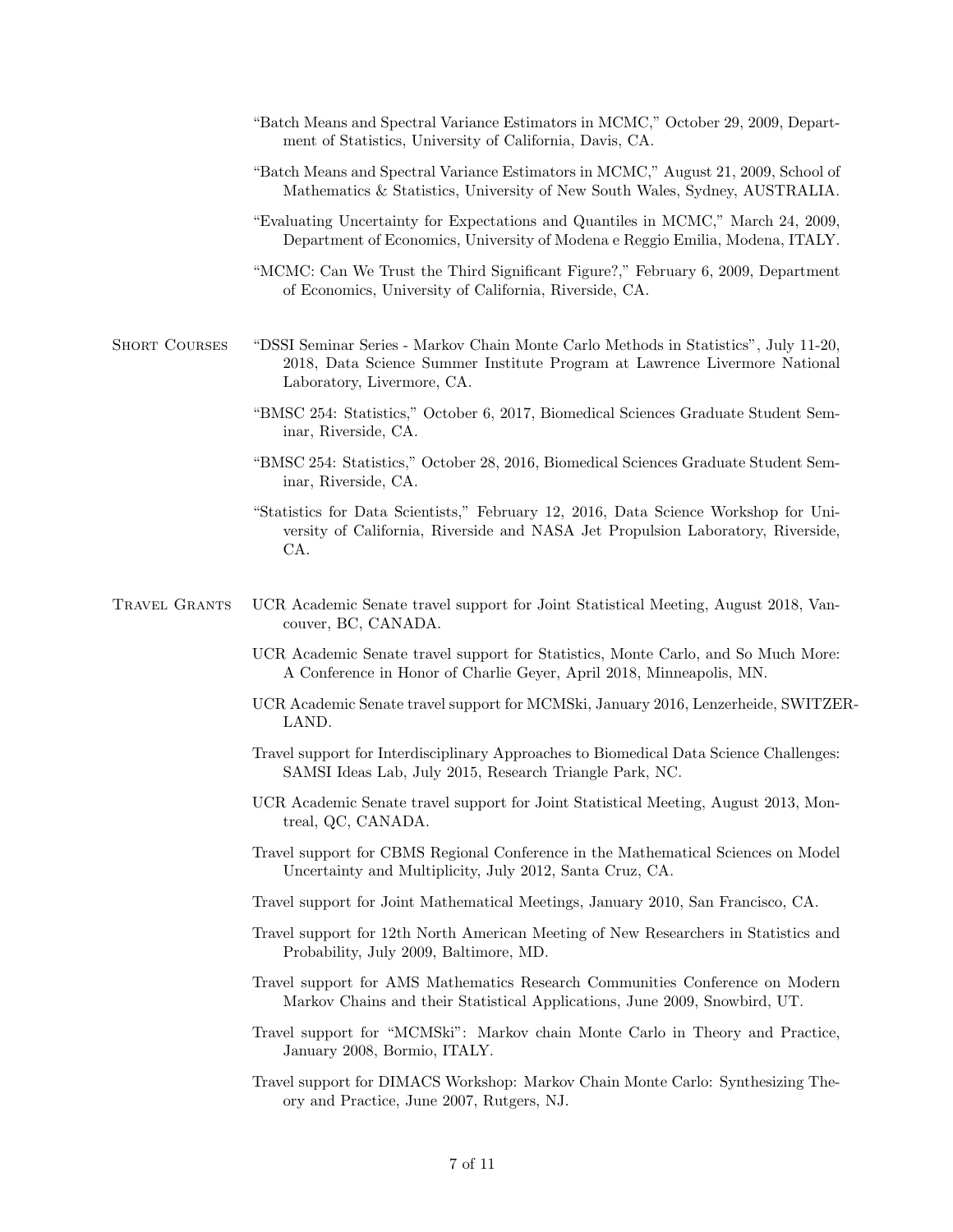"Batch Means and Spectral Variance Estimators in MCMC," October 29, 2009, Department of Statistics, University of California, Davis, CA.

"Batch Means and Spectral Variance Estimators in MCMC," August 21, 2009, School of Mathematics & Statistics, University of New South Wales, Sydney, AUSTRALIA.

"Evaluating Uncertainty for Expectations and Quantiles in MCMC," March 24, 2009, Department of Economics, University of Modena e Reggio Emilia, Modena, ITALY.

"MCMC: Can We Trust the Third Significant Figure?," February 6, 2009, Department of Economics, University of California, Riverside, CA.

## Short Courses

"DSSI Seminar Series - Markov Chain Monte Carlo Methods in Statistics", July 11-20, 2018, Data Science Summer Institute Program at Lawrence Livermore National Laboratory, Livermore, CA.

"BMSC 254: Statistics," October 6, 2017, Biomedical Sciences Graduate Student Seminar, Riverside, CA.

"BMSC 254: Statistics," October 28, 2016, Biomedical Sciences Graduate Student Seminar, Riverside, CA.

"Statistics for Data Scientists," February 12, 2016, Data Science Workshop for University of California, Riverside and NASA Jet Propulsion Laboratory, Riverside, CA.

## Travel Grants

UCR Academic Senate travel support for Joint Statistical Meeting, August 2018, Vancouver, BC, CANADA.

UCR Academic Senate travel support for Statistics, Monte Carlo, and So Much More: A Conference in Honor of Charlie Geyer, April 2018, Minneapolis, MN.

UCR Academic Senate travel support for MCMSki, January 2016, Lenzerheide, SWITZERLAND.

Travel support for Interdisciplinary Approaches to Biomedical Data Science Challenges: SAMSI Ideas Lab, July 2015, Research Triangle Park, NC.

UCR Academic Senate travel support for Joint Statistical Meeting, August 2013, Montreal, QC, CANADA.

Travel support for CBMS Regional Conference in the Mathematical Sciences on Model Uncertainty and Multiplicity, July 2012, Santa Cruz, CA.

Travel support for Joint Mathematical Meetings, January 2010, San Francisco, CA.

Travel support for 12th North American Meeting of New Researchers in Statistics and Probability, July 2009, Baltimore, MD.

Travel support for AMS Mathematics Research Communities Conference on Modern Markov Chains and their Statistical Applications, June 2009, Snowbird, UT.

Travel support for "MCMSki": Markov chain Monte Carlo in Theory and Practice, January 2008, Bormio, ITALY.

Travel support for DIMACS Workshop: Markov Chain Monte Carlo: Synthesizing Theory and Practice, June 2007, Rutgers, NJ.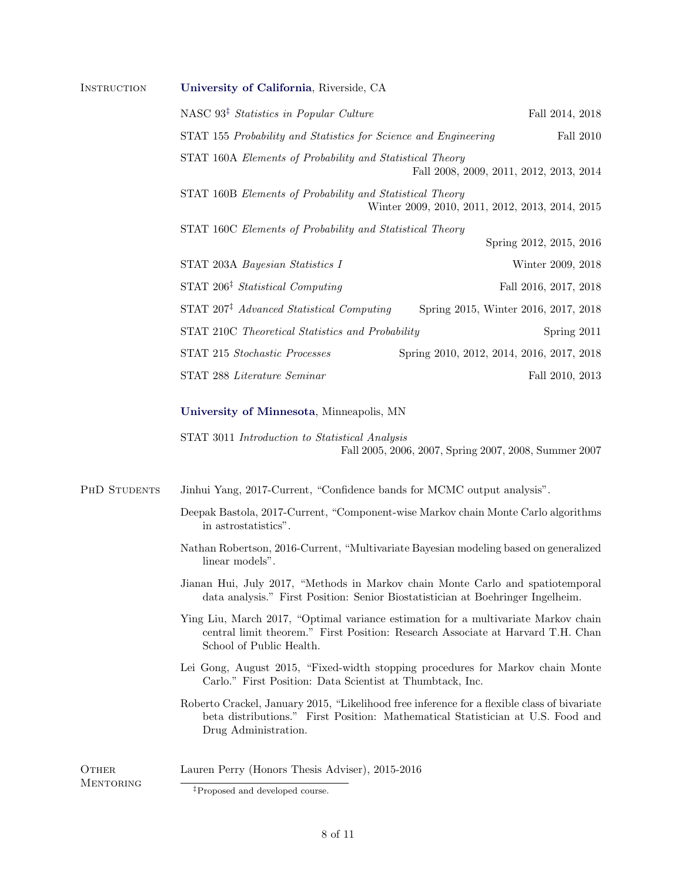## Instruction

**University of California**, Riverside, CA

- NASC 93‡ *Statistics in Popular Culture* — Fall 2014, 2018
- STAT 155 *Probability and Statistics for Science and Engineering* — Fall 2010
- STAT 160A *Elements of Probability and Statistical Theory* — Fall 2008, 2009, 2011, 2012, 2013, 2014
- STAT 160B *Elements of Probability and Statistical Theory* — Winter 2009, 2010, 2011, 2012, 2013, 2014, 2015
- STAT 160C *Elements of Probability and Statistical Theory* — Spring 2012, 2015, 2016
- STAT 203A *Bayesian Statistics I* — Winter 2009, 2018
- STAT 206‡ *Statistical Computing* — Fall 2016, 2017, 2018
- STAT 207‡ *Advanced Statistical Computing* — Spring 2015, Winter 2016, 2017, 2018
- STAT 210C *Theoretical Statistics and Probability* — Spring 2011
- STAT 215 *Stochastic Processes* — Spring 2010, 2012, 2014, 2016, 2017, 2018
- STAT 288 *Literature Seminar* — Fall 2010, 2013

**University of Minnesota**, Minneapolis, MN

- STAT 3011 *Introduction to Statistical Analysis* — Fall 2005, 2006, 2007, Spring 2007, 2008, Summer 2007

## PhD Students

Jinhui Yang, 2017-Current, "Confidence bands for MCMC output analysis".

Deepak Bastola, 2017-Current, "Component-wise Markov chain Monte Carlo algorithms in astrostatistics".

Nathan Robertson, 2016-Current, "Multivariate Bayesian modeling based on generalized linear models".

Jianan Hui, July 2017, "Methods in Markov chain Monte Carlo and spatiotemporal data analysis." First Position: Senior Biostatistician at Boehringer Ingelheim.

Ying Liu, March 2017, "Optimal variance estimation for a multivariate Markov chain central limit theorem." First Position: Research Associate at Harvard T.H. Chan School of Public Health.

Lei Gong, August 2015, "Fixed-width stopping procedures for Markov chain Monte Carlo." First Position: Data Scientist at Thumbtack, Inc.

Roberto Crackel, January 2015, "Likelihood free inference for a flexible class of bivariate beta distributions." First Position: Mathematical Statistician at U.S. Food and Drug Administration.

## Other Mentoring

Lauren Perry (Honors Thesis Adviser), 2015-2016

‡Proposed and developed course.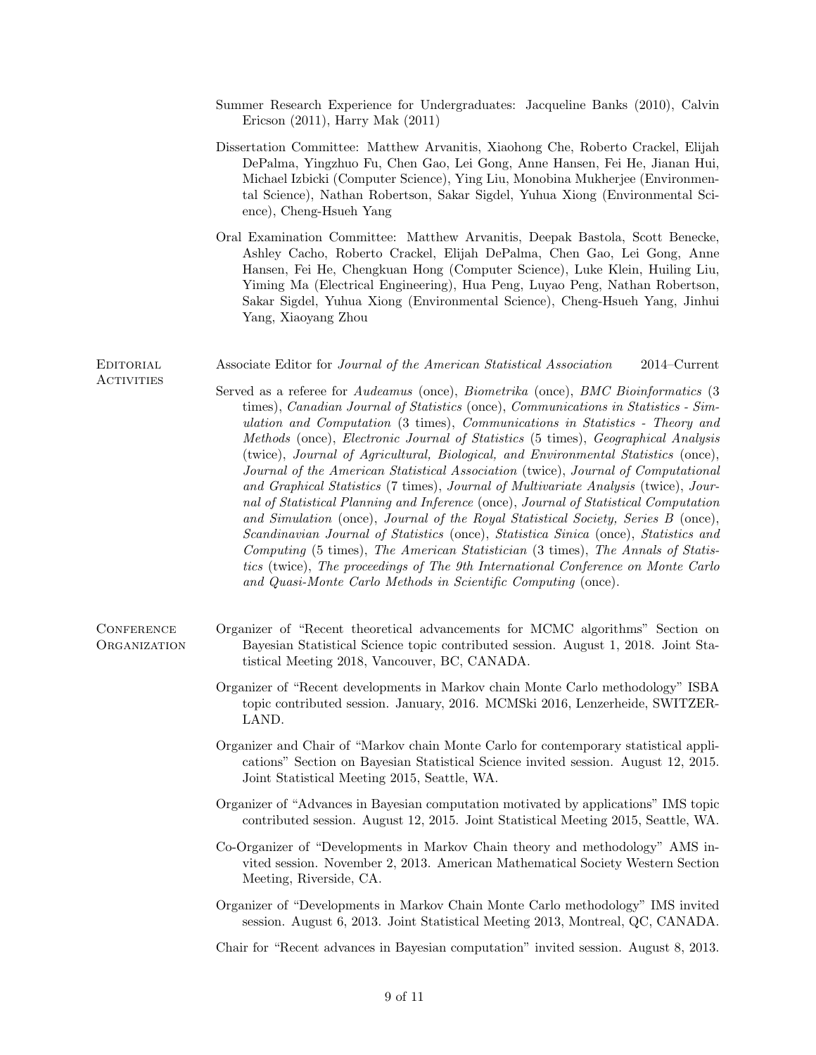Summer Research Experience for Undergraduates: Jacqueline Banks (2010), Calvin Ericson (2011), Harry Mak (2011)

Dissertation Committee: Matthew Arvanitis, Xiaohong Che, Roberto Crackel, Elijah DePalma, Yingzhuo Fu, Chen Gao, Lei Gong, Anne Hansen, Fei He, Jianan Hui, Michael Izbicki (Computer Science), Ying Liu, Monobina Mukherjee (Environmental Science), Nathan Robertson, Sakar Sigdel, Yuhua Xiong (Environmental Science), Cheng-Hsueh Yang

Oral Examination Committee: Matthew Arvanitis, Deepak Bastola, Scott Benecke, Ashley Cacho, Roberto Crackel, Elijah DePalma, Chen Gao, Lei Gong, Anne Hansen, Fei He, Chengkuan Hong (Computer Science), Luke Klein, Huiling Liu, Yiming Ma (Electrical Engineering), Hua Peng, Luyao Peng, Nathan Robertson, Sakar Sigdel, Yuhua Xiong (Environmental Science), Cheng-Hsueh Yang, Jinhui Yang, Xiaoyang Zhou

## Editorial Activities

Associate Editor for *Journal of the American Statistical Association* 2014–Current

Served as a referee for *Audeamus* (once), *Biometrika* (once), *BMC Bioinformatics* (3 times), *Canadian Journal of Statistics* (once), *Communications in Statistics - Simulation and Computation* (3 times), *Communications in Statistics - Theory and Methods* (once), *Electronic Journal of Statistics* (5 times), *Geographical Analysis* (twice), *Journal of Agricultural, Biological, and Environmental Statistics* (once), *Journal of the American Statistical Association* (twice), *Journal of Computational and Graphical Statistics* (7 times), *Journal of Multivariate Analysis* (twice), *Journal of Statistical Planning and Inference* (once), *Journal of Statistical Computation and Simulation* (once), *Journal of the Royal Statistical Society, Series B* (once), *Scandinavian Journal of Statistics* (once), *Statistica Sinica* (once), *Statistics and Computing* (5 times), *The American Statistician* (3 times), *The Annals of Statistics* (twice), *The proceedings of The 9th International Conference on Monte Carlo and Quasi-Monte Carlo Methods in Scientific Computing* (once).

## Conference Organization

Organizer of "Recent theoretical advancements for MCMC algorithms" Section on Bayesian Statistical Science topic contributed session. August 1, 2018. Joint Statistical Meeting 2018, Vancouver, BC, CANADA.

Organizer of "Recent developments in Markov chain Monte Carlo methodology" ISBA topic contributed session. January, 2016. MCMSki 2016, Lenzerheide, SWITZERLAND.

Organizer and Chair of "Markov chain Monte Carlo for contemporary statistical applications" Section on Bayesian Statistical Science invited session. August 12, 2015. Joint Statistical Meeting 2015, Seattle, WA.

Organizer of "Advances in Bayesian computation motivated by applications" IMS topic contributed session. August 12, 2015. Joint Statistical Meeting 2015, Seattle, WA.

Co-Organizer of "Developments in Markov Chain theory and methodology" AMS invited session. November 2, 2013. American Mathematical Society Western Section Meeting, Riverside, CA.

Organizer of "Developments in Markov Chain Monte Carlo methodology" IMS invited session. August 6, 2013. Joint Statistical Meeting 2013, Montreal, QC, CANADA.

Chair for "Recent advances in Bayesian computation" invited session. August 8, 2013.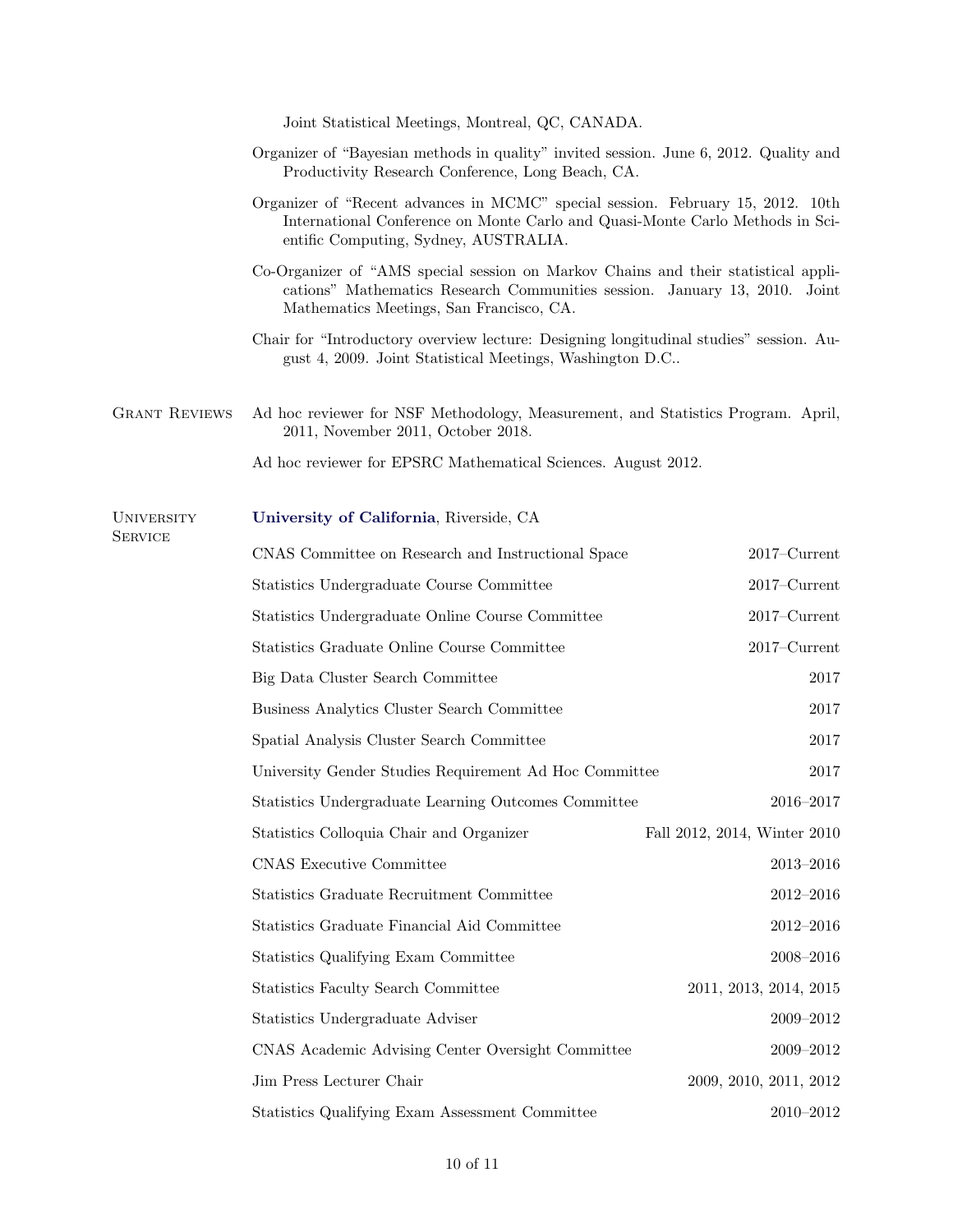Joint Statistical Meetings, Montreal, QC, CANADA.

Organizer of "Bayesian methods in quality" invited session. June 6, 2012. Quality and Productivity Research Conference, Long Beach, CA.

Organizer of "Recent advances in MCMC" special session. February 15, 2012. 10th International Conference on Monte Carlo and Quasi-Monte Carlo Methods in Scientific Computing, Sydney, AUSTRALIA.

Co-Organizer of "AMS special session on Markov Chains and their statistical applications" Mathematics Research Communities session. January 13, 2010. Joint Mathematics Meetings, San Francisco, CA.

Chair for "Introductory overview lecture: Designing longitudinal studies" session. August 4, 2009. Joint Statistical Meetings, Washington D.C..

## Grant Reviews

Ad hoc reviewer for NSF Methodology, Measurement, and Statistics Program. April, 2011, November 2011, October 2018.

Ad hoc reviewer for EPSRC Mathematical Sciences. August 2012.

## University Service

**University of California**, Riverside, CA

| | |
|---|---|
| CNAS Committee on Research and Instructional Space | 2017–Current |
| Statistics Undergraduate Course Committee | 2017–Current |
| Statistics Undergraduate Online Course Committee | 2017–Current |
| Statistics Graduate Online Course Committee | 2017–Current |
| Big Data Cluster Search Committee | 2017 |
| Business Analytics Cluster Search Committee | 2017 |
| Spatial Analysis Cluster Search Committee | 2017 |
| University Gender Studies Requirement Ad Hoc Committee | 2017 |
| Statistics Undergraduate Learning Outcomes Committee | 2016–2017 |
| Statistics Colloquia Chair and Organizer | Fall 2012, 2014, Winter 2010 |
| CNAS Executive Committee | 2013–2016 |
| Statistics Graduate Recruitment Committee | 2012–2016 |
| Statistics Graduate Financial Aid Committee | 2012–2016 |
| Statistics Qualifying Exam Committee | 2008–2016 |
| Statistics Faculty Search Committee | 2011, 2013, 2014, 2015 |
| Statistics Undergraduate Adviser | 2009–2012 |
| CNAS Academic Advising Center Oversight Committee | 2009–2012 |
| Jim Press Lecturer Chair | 2009, 2010, 2011, 2012 |
| Statistics Qualifying Exam Assessment Committee | 2010–2012 |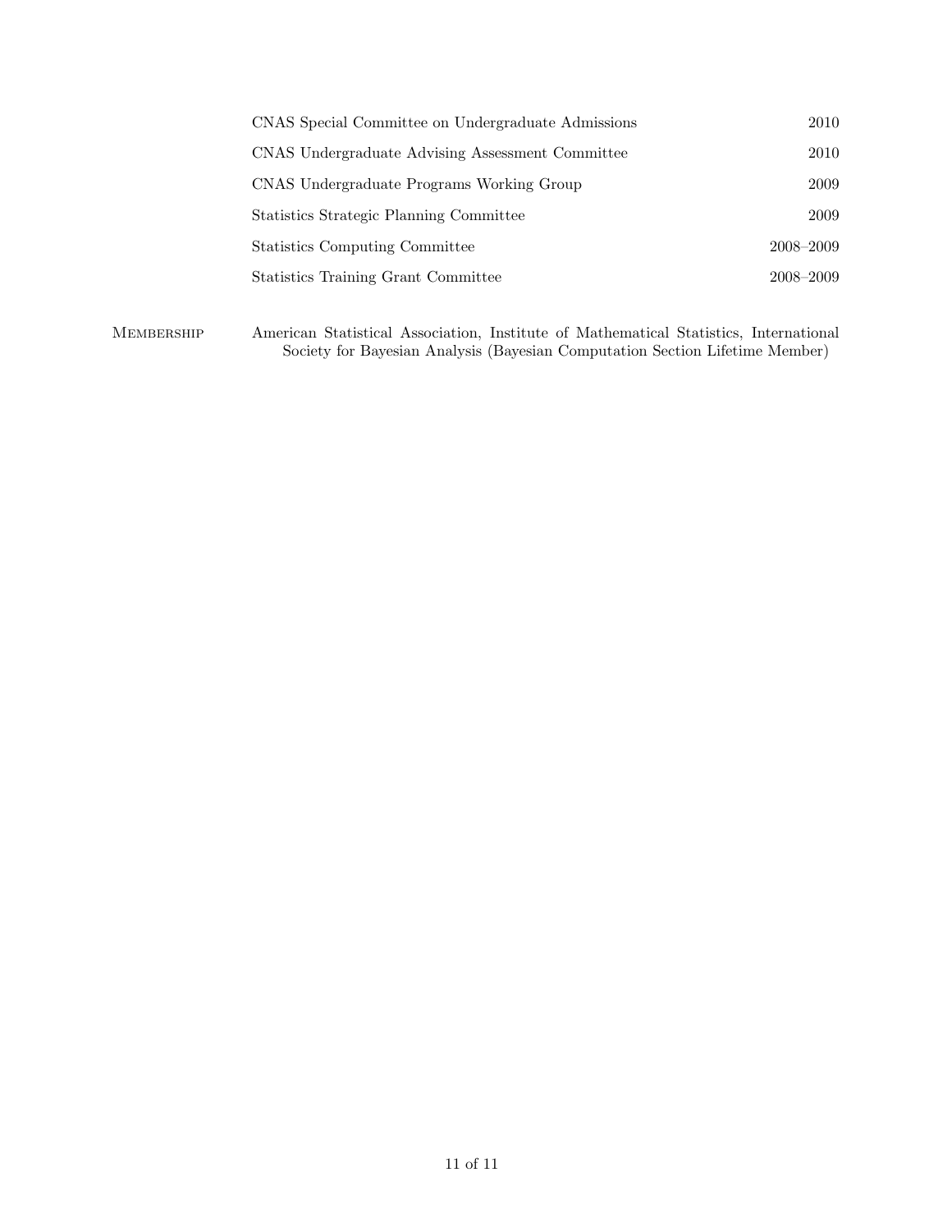| | |
|---|---|
| CNAS Special Committee on Undergraduate Admissions | 2010 |
| CNAS Undergraduate Advising Assessment Committee | 2010 |
| CNAS Undergraduate Programs Working Group | 2009 |
| Statistics Strategic Planning Committee | 2009 |
| Statistics Computing Committee | 2008–2009 |
| Statistics Training Grant Committee | 2008–2009 |

**Membership**

American Statistical Association, Institute of Mathematical Statistics, International Society for Bayesian Analysis (Bayesian Computation Section Lifetime Member)